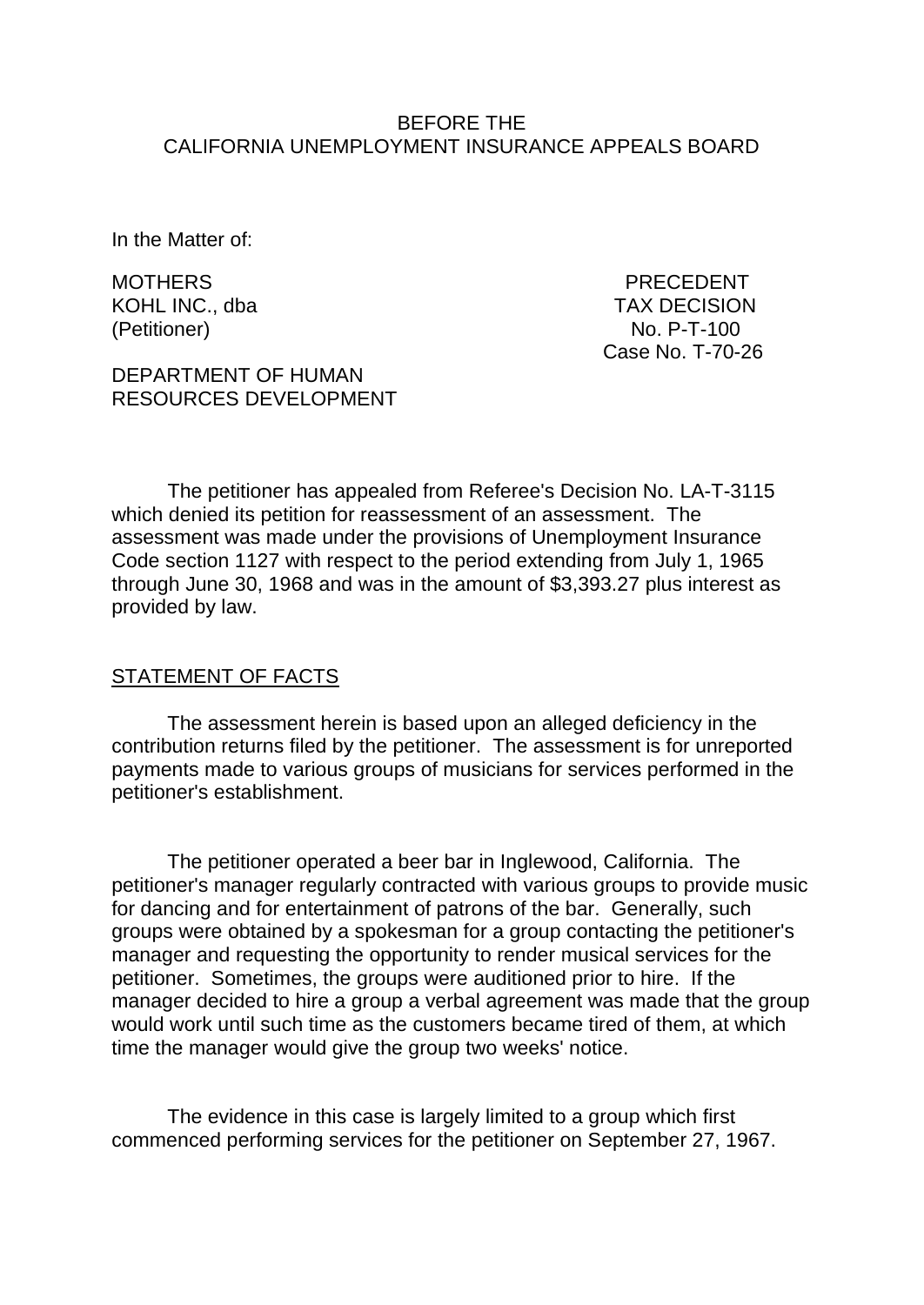BEFORE THE
CALIFORNIA UNEMPLOYMENT INSURANCE APPEALS BOARD

In the Matter of:

MOTHERS
KOHL INC., dba
(Petitioner)

PRECEDENT
TAX DECISION
No. P-T-100
Case No. T-70-26

DEPARTMENT OF HUMAN
RESOURCES DEVELOPMENT

The petitioner has appealed from Referee's Decision No. LA-T-3115 which denied its petition for reassessment of an assessment. The assessment was made under the provisions of Unemployment Insurance Code section 1127 with respect to the period extending from July 1, 1965 through June 30, 1968 and was in the amount of $3,393.27 plus interest as provided by law.

STATEMENT OF FACTS

The assessment herein is based upon an alleged deficiency in the contribution returns filed by the petitioner. The assessment is for unreported payments made to various groups of musicians for services performed in the petitioner's establishment.

The petitioner operated a beer bar in Inglewood, California. The petitioner's manager regularly contracted with various groups to provide music for dancing and for entertainment of patrons of the bar. Generally, such groups were obtained by a spokesman for a group contacting the petitioner's manager and requesting the opportunity to render musical services for the petitioner. Sometimes, the groups were auditioned prior to hire. If the manager decided to hire a group a verbal agreement was made that the group would work until such time as the customers became tired of them, at which time the manager would give the group two weeks' notice.

The evidence in this case is largely limited to a group which first commenced performing services for the petitioner on September 27, 1967.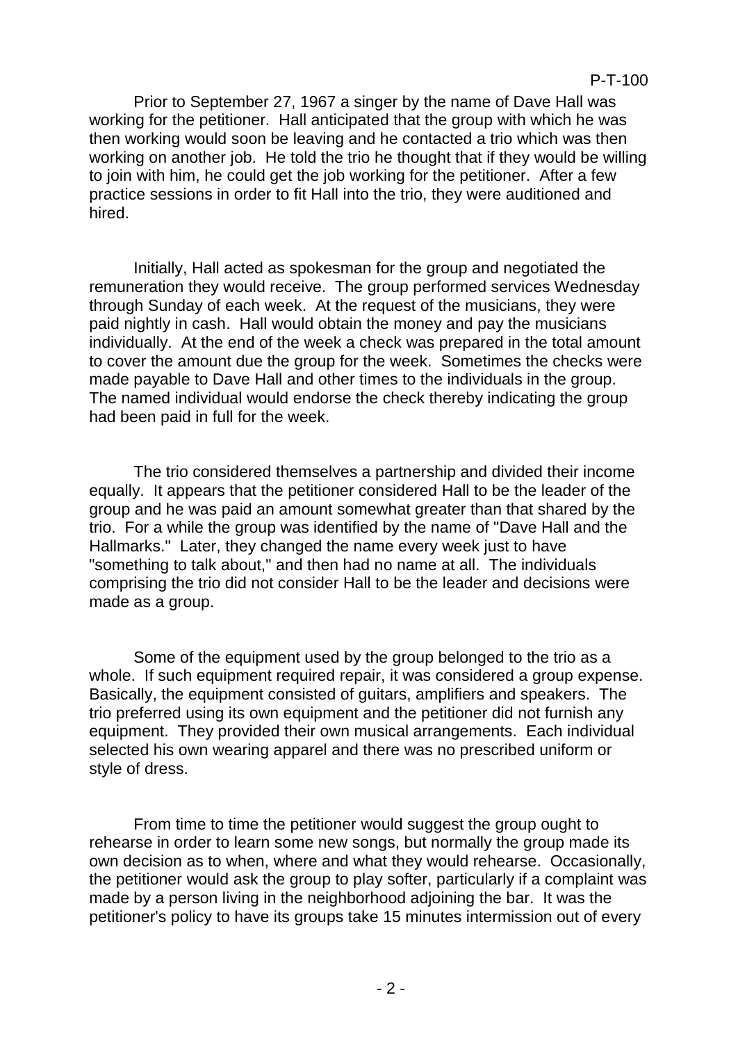Prior to September 27, 1967 a singer by the name of Dave Hall was working for the petitioner. Hall anticipated that the group with which he was then working would soon be leaving and he contacted a trio which was then working on another job. He told the trio he thought that if they would be willing to join with him, he could get the job working for the petitioner. After a few practice sessions in order to fit Hall into the trio, they were auditioned and hired.

Initially, Hall acted as spokesman for the group and negotiated the remuneration they would receive. The group performed services Wednesday through Sunday of each week. At the request of the musicians, they were paid nightly in cash. Hall would obtain the money and pay the musicians individually. At the end of the week a check was prepared in the total amount to cover the amount due the group for the week. Sometimes the checks were made payable to Dave Hall and other times to the individuals in the group. The named individual would endorse the check thereby indicating the group had been paid in full for the week.

The trio considered themselves a partnership and divided their income equally. It appears that the petitioner considered Hall to be the leader of the group and he was paid an amount somewhat greater than that shared by the trio. For a while the group was identified by the name of "Dave Hall and the Hallmarks." Later, they changed the name every week just to have "something to talk about," and then had no name at all. The individuals comprising the trio did not consider Hall to be the leader and decisions were made as a group.

Some of the equipment used by the group belonged to the trio as a whole. If such equipment required repair, it was considered a group expense. Basically, the equipment consisted of guitars, amplifiers and speakers. The trio preferred using its own equipment and the petitioner did not furnish any equipment. They provided their own musical arrangements. Each individual selected his own wearing apparel and there was no prescribed uniform or style of dress.

From time to time the petitioner would suggest the group ought to rehearse in order to learn some new songs, but normally the group made its own decision as to when, where and what they would rehearse. Occasionally, the petitioner would ask the group to play softer, particularly if a complaint was made by a person living in the neighborhood adjoining the bar. It was the petitioner's policy to have its groups take 15 minutes intermission out of every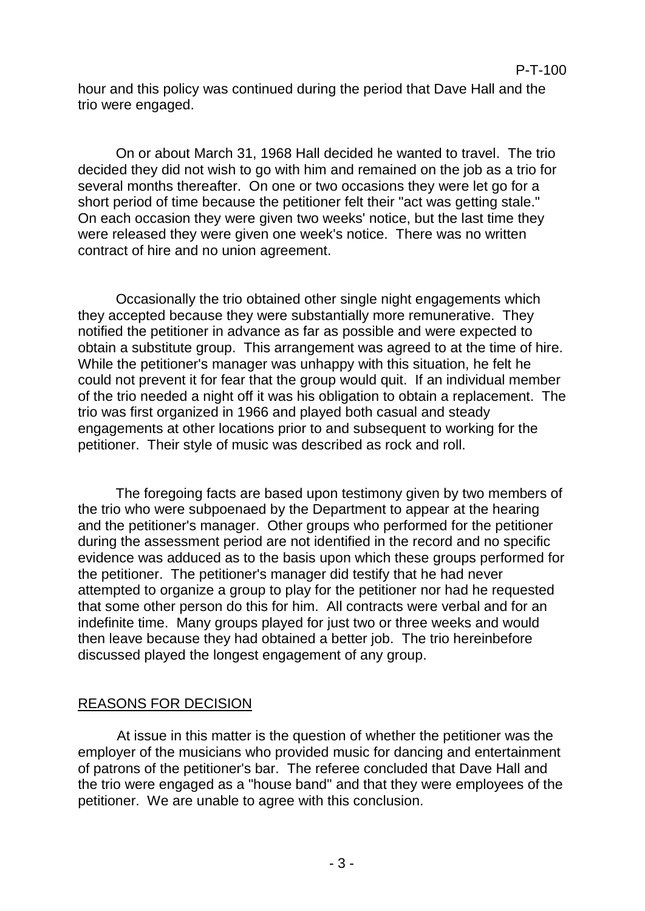hour and this policy was continued during the period that Dave Hall and the trio were engaged.

On or about March 31, 1968 Hall decided he wanted to travel. The trio decided they did not wish to go with him and remained on the job as a trio for several months thereafter. On one or two occasions they were let go for a short period of time because the petitioner felt their "act was getting stale." On each occasion they were given two weeks' notice, but the last time they were released they were given one week's notice. There was no written contract of hire and no union agreement.

Occasionally the trio obtained other single night engagements which they accepted because they were substantially more remunerative. They notified the petitioner in advance as far as possible and were expected to obtain a substitute group. This arrangement was agreed to at the time of hire. While the petitioner's manager was unhappy with this situation, he felt he could not prevent it for fear that the group would quit. If an individual member of the trio needed a night off it was his obligation to obtain a replacement. The trio was first organized in 1966 and played both casual and steady engagements at other locations prior to and subsequent to working for the petitioner. Their style of music was described as rock and roll.

The foregoing facts are based upon testimony given by two members of the trio who were subpoenaed by the Department to appear at the hearing and the petitioner's manager. Other groups who performed for the petitioner during the assessment period are not identified in the record and no specific evidence was adduced as to the basis upon which these groups performed for the petitioner. The petitioner's manager did testify that he had never attempted to organize a group to play for the petitioner nor had he requested that some other person do this for him. All contracts were verbal and for an indefinite time. Many groups played for just two or three weeks and would then leave because they had obtained a better job. The trio hereinbefore discussed played the longest engagement of any group.

## REASONS FOR DECISION

At issue in this matter is the question of whether the petitioner was the employer of the musicians who provided music for dancing and entertainment of patrons of the petitioner's bar. The referee concluded that Dave Hall and the trio were engaged as a "house band" and that they were employees of the petitioner. We are unable to agree with this conclusion.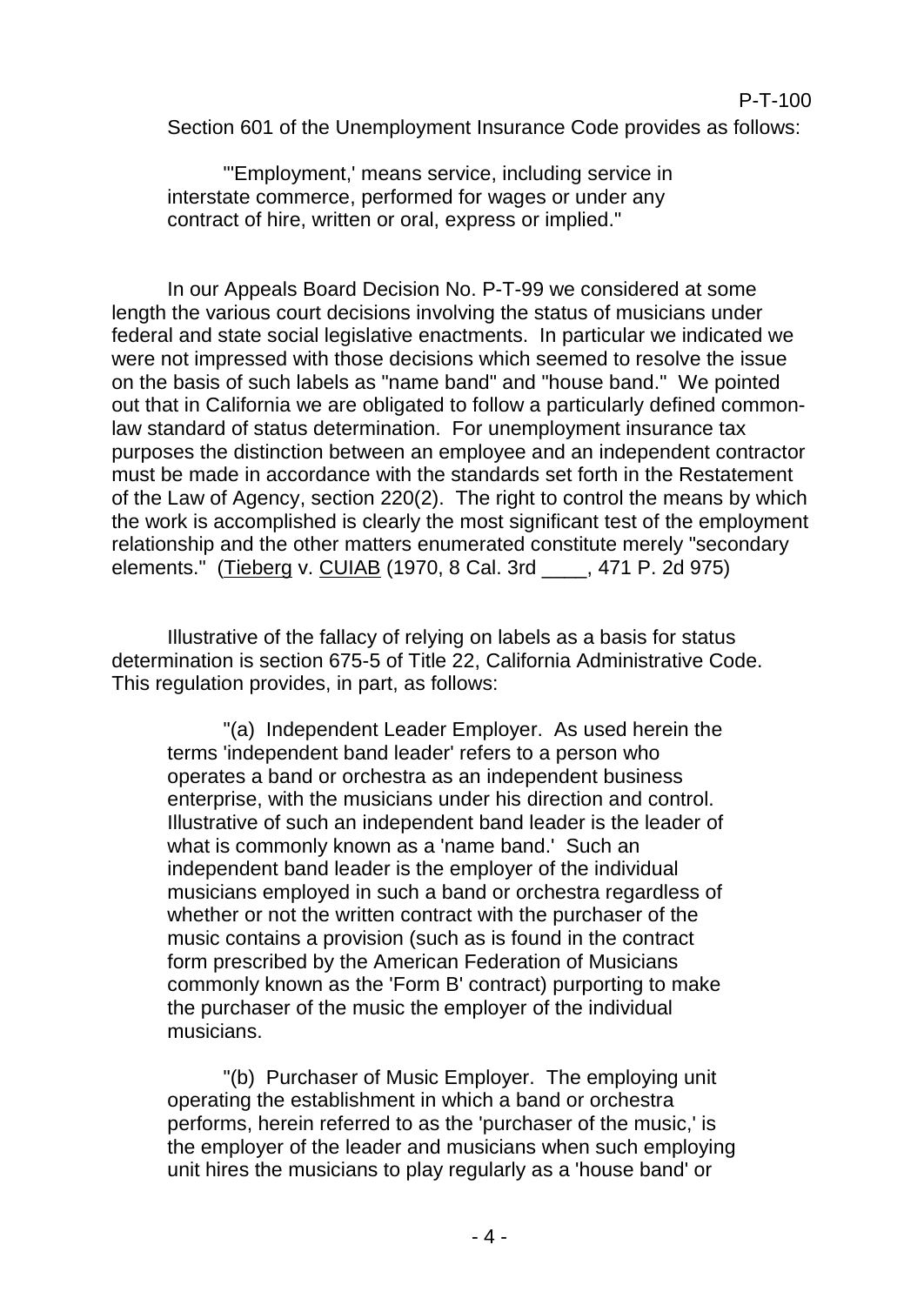Section 601 of the Unemployment Insurance Code provides as follows:

> "'Employment,' means service, including service in interstate commerce, performed for wages or under any contract of hire, written or oral, express or implied."

In our Appeals Board Decision No. P-T-99 we considered at some length the various court decisions involving the status of musicians under federal and state social legislative enactments. In particular we indicated we were not impressed with those decisions which seemed to resolve the issue on the basis of such labels as "name band" and "house band." We pointed out that in California we are obligated to follow a particularly defined common-law standard of status determination. For unemployment insurance tax purposes the distinction between an employee and an independent contractor must be made in accordance with the standards set forth in the Restatement of the Law of Agency, section 220(2). The right to control the means by which the work is accomplished is clearly the most significant test of the employment relationship and the other matters enumerated constitute merely "secondary elements." (Tieberg v. CUIAB (1970, 8 Cal. 3rd ____, 471 P. 2d 975)

Illustrative of the fallacy of relying on labels as a basis for status determination is section 675-5 of Title 22, California Administrative Code. This regulation provides, in part, as follows:

> "(a) Independent Leader Employer. As used herein the terms 'independent band leader' refers to a person who operates a band or orchestra as an independent business enterprise, with the musicians under his direction and control. Illustrative of such an independent band leader is the leader of what is commonly known as a 'name band.' Such an independent band leader is the employer of the individual musicians employed in such a band or orchestra regardless of whether or not the written contract with the purchaser of the music contains a provision (such as is found in the contract form prescribed by the American Federation of Musicians commonly known as the 'Form B' contract) purporting to make the purchaser of the music the employer of the individual musicians.
>
> "(b) Purchaser of Music Employer. The employing unit operating the establishment in which a band or orchestra performs, herein referred to as the 'purchaser of the music,' is the employer of the leader and musicians when such employing unit hires the musicians to play regularly as a 'house band' or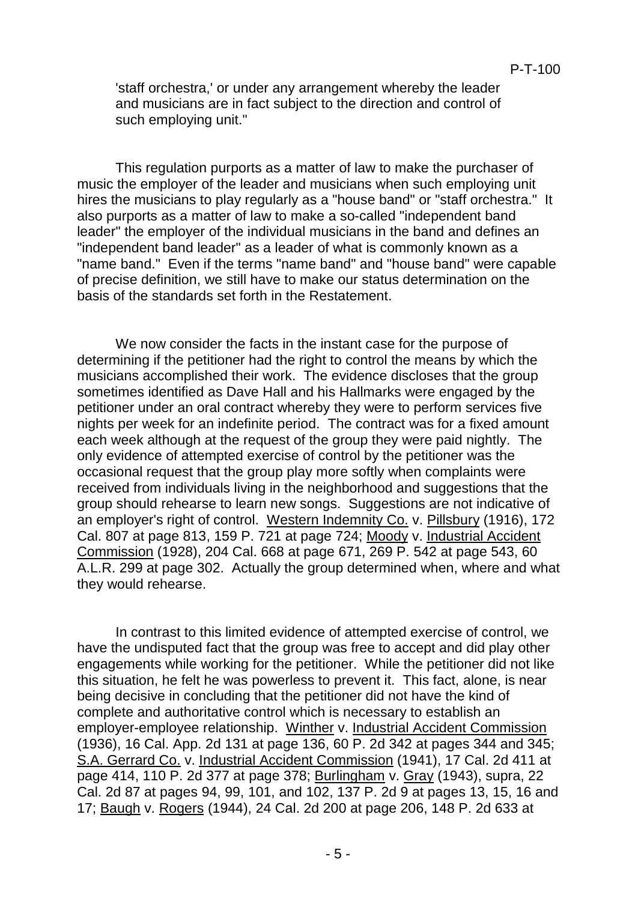'staff orchestra,' or under any arrangement whereby the leader and musicians are in fact subject to the direction and control of such employing unit."

This regulation purports as a matter of law to make the purchaser of music the employer of the leader and musicians when such employing unit hires the musicians to play regularly as a "house band" or "staff orchestra." It also purports as a matter of law to make a so-called "independent band leader" the employer of the individual musicians in the band and defines an "independent band leader" as a leader of what is commonly known as a "name band." Even if the terms "name band" and "house band" were capable of precise definition, we still have to make our status determination on the basis of the standards set forth in the Restatement.

We now consider the facts in the instant case for the purpose of determining if the petitioner had the right to control the means by which the musicians accomplished their work. The evidence discloses that the group sometimes identified as Dave Hall and his Hallmarks were engaged by the petitioner under an oral contract whereby they were to perform services five nights per week for an indefinite period. The contract was for a fixed amount each week although at the request of the group they were paid nightly. The only evidence of attempted exercise of control by the petitioner was the occasional request that the group play more softly when complaints were received from individuals living in the neighborhood and suggestions that the group should rehearse to learn new songs. Suggestions are not indicative of an employer's right of control. Western Indemnity Co. v. Pillsbury (1916), 172 Cal. 807 at page 813, 159 P. 721 at page 724; Moody v. Industrial Accident Commission (1928), 204 Cal. 668 at page 671, 269 P. 542 at page 543, 60 A.L.R. 299 at page 302. Actually the group determined when, where and what they would rehearse.

In contrast to this limited evidence of attempted exercise of control, we have the undisputed fact that the group was free to accept and did play other engagements while working for the petitioner. While the petitioner did not like this situation, he felt he was powerless to prevent it. This fact, alone, is near being decisive in concluding that the petitioner did not have the kind of complete and authoritative control which is necessary to establish an employer-employee relationship. Winther v. Industrial Accident Commission (1936), 16 Cal. App. 2d 131 at page 136, 60 P. 2d 342 at pages 344 and 345; S.A. Gerrard Co. v. Industrial Accident Commission (1941), 17 Cal. 2d 411 at page 414, 110 P. 2d 377 at page 378; Burlingham v. Gray (1943), supra, 22 Cal. 2d 87 at pages 94, 99, 101, and 102, 137 P. 2d 9 at pages 13, 15, 16 and 17; Baugh v. Rogers (1944), 24 Cal. 2d 200 at page 206, 148 P. 2d 633 at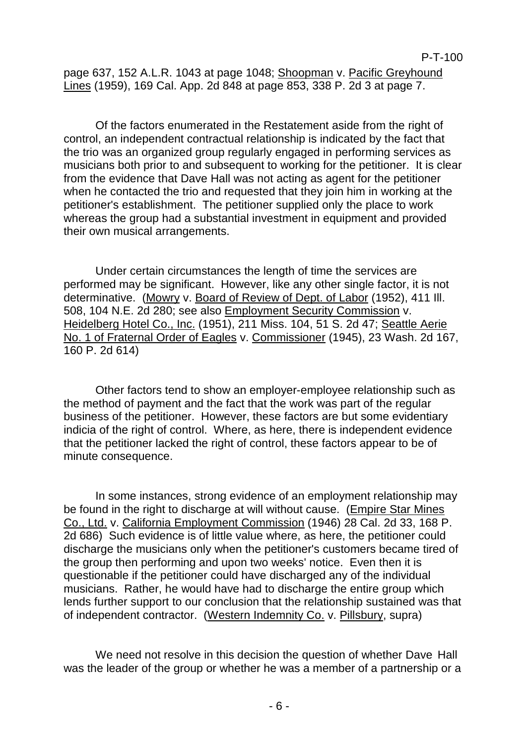page 637, 152 A.L.R. 1043 at page 1048; Shoopman v. Pacific Greyhound Lines (1959), 169 Cal. App. 2d 848 at page 853, 338 P. 2d 3 at page 7.

Of the factors enumerated in the Restatement aside from the right of control, an independent contractual relationship is indicated by the fact that the trio was an organized group regularly engaged in performing services as musicians both prior to and subsequent to working for the petitioner. It is clear from the evidence that Dave Hall was not acting as agent for the petitioner when he contacted the trio and requested that they join him in working at the petitioner's establishment. The petitioner supplied only the place to work whereas the group had a substantial investment in equipment and provided their own musical arrangements.

Under certain circumstances the length of time the services are performed may be significant. However, like any other single factor, it is not determinative. (Mowry v. Board of Review of Dept. of Labor (1952), 411 Ill. 508, 104 N.E. 2d 280; see also Employment Security Commission v. Heidelberg Hotel Co., Inc. (1951), 211 Miss. 104, 51 S. 2d 47; Seattle Aerie No. 1 of Fraternal Order of Eagles v. Commissioner (1945), 23 Wash. 2d 167, 160 P. 2d 614)

Other factors tend to show an employer-employee relationship such as the method of payment and the fact that the work was part of the regular business of the petitioner. However, these factors are but some evidentiary indicia of the right of control. Where, as here, there is independent evidence that the petitioner lacked the right of control, these factors appear to be of minute consequence.

In some instances, strong evidence of an employment relationship may be found in the right to discharge at will without cause. (Empire Star Mines Co., Ltd. v. California Employment Commission (1946) 28 Cal. 2d 33, 168 P. 2d 686) Such evidence is of little value where, as here, the petitioner could discharge the musicians only when the petitioner's customers became tired of the group then performing and upon two weeks' notice. Even then it is questionable if the petitioner could have discharged any of the individual musicians. Rather, he would have had to discharge the entire group which lends further support to our conclusion that the relationship sustained was that of independent contractor. (Western Indemnity Co. v. Pillsbury, supra)

We need not resolve in this decision the question of whether Dave Hall was the leader of the group or whether he was a member of a partnership or a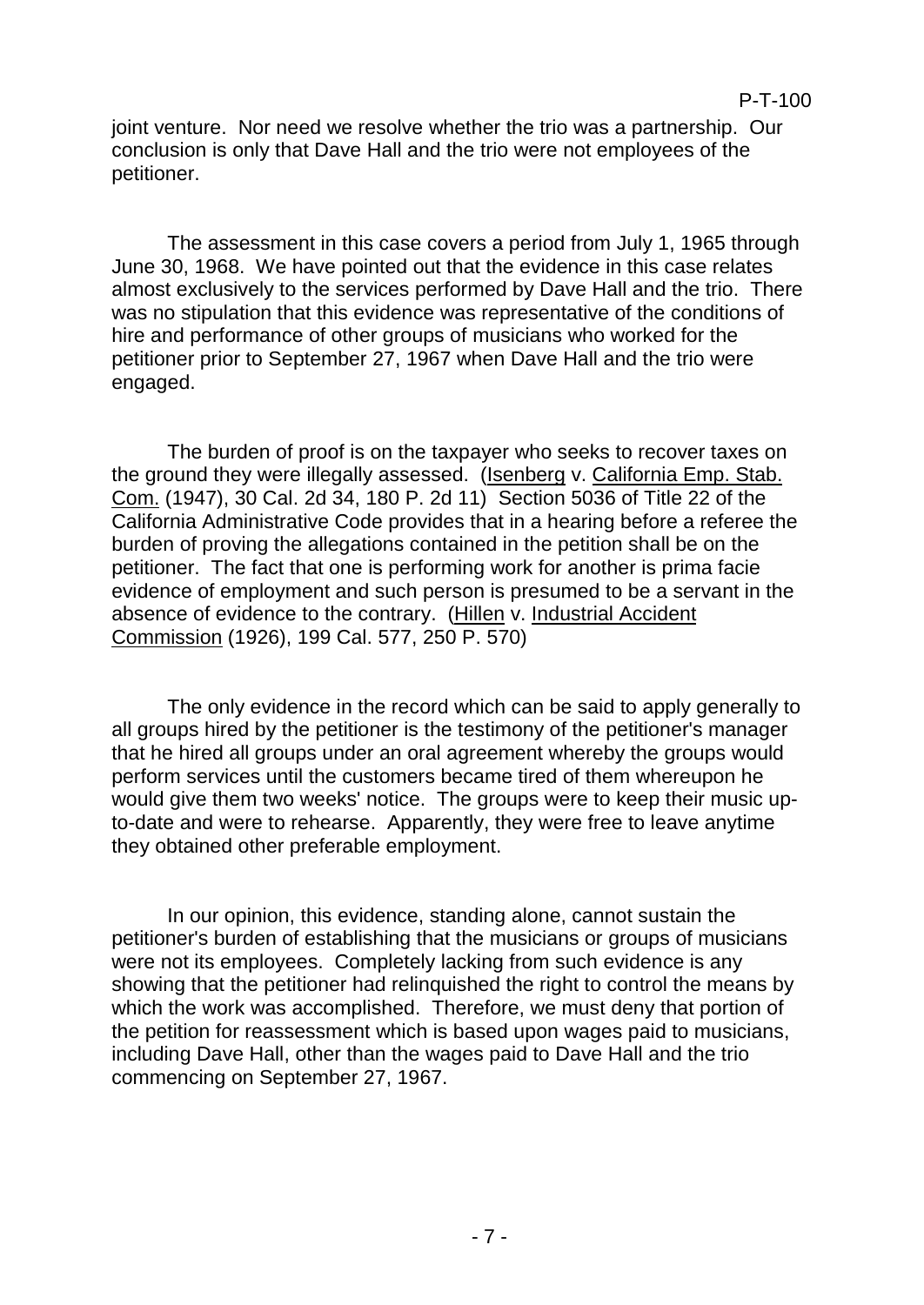joint venture. Nor need we resolve whether the trio was a partnership. Our conclusion is only that Dave Hall and the trio were not employees of the petitioner.

The assessment in this case covers a period from July 1, 1965 through June 30, 1968. We have pointed out that the evidence in this case relates almost exclusively to the services performed by Dave Hall and the trio. There was no stipulation that this evidence was representative of the conditions of hire and performance of other groups of musicians who worked for the petitioner prior to September 27, 1967 when Dave Hall and the trio were engaged.

The burden of proof is on the taxpayer who seeks to recover taxes on the ground they were illegally assessed. (Isenberg v. California Emp. Stab. Com. (1947), 30 Cal. 2d 34, 180 P. 2d 11) Section 5036 of Title 22 of the California Administrative Code provides that in a hearing before a referee the burden of proving the allegations contained in the petition shall be on the petitioner. The fact that one is performing work for another is prima facie evidence of employment and such person is presumed to be a servant in the absence of evidence to the contrary. (Hillen v. Industrial Accident Commission (1926), 199 Cal. 577, 250 P. 570)

The only evidence in the record which can be said to apply generally to all groups hired by the petitioner is the testimony of the petitioner's manager that he hired all groups under an oral agreement whereby the groups would perform services until the customers became tired of them whereupon he would give them two weeks' notice. The groups were to keep their music up-to-date and were to rehearse. Apparently, they were free to leave anytime they obtained other preferable employment.

In our opinion, this evidence, standing alone, cannot sustain the petitioner's burden of establishing that the musicians or groups of musicians were not its employees. Completely lacking from such evidence is any showing that the petitioner had relinquished the right to control the means by which the work was accomplished. Therefore, we must deny that portion of the petition for reassessment which is based upon wages paid to musicians, including Dave Hall, other than the wages paid to Dave Hall and the trio commencing on September 27, 1967.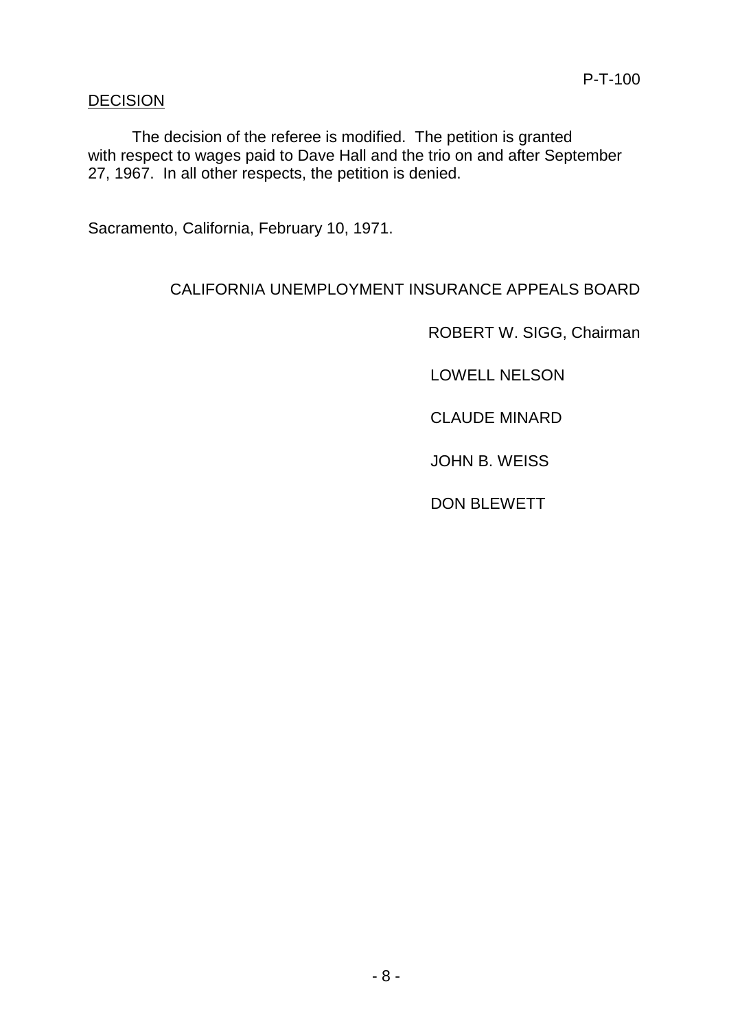## DECISION

The decision of the referee is modified. The petition is granted with respect to wages paid to Dave Hall and the trio on and after September 27, 1967. In all other respects, the petition is denied.

Sacramento, California, February 10, 1971.

CALIFORNIA UNEMPLOYMENT INSURANCE APPEALS BOARD

ROBERT W. SIGG, Chairman

LOWELL NELSON

CLAUDE MINARD

JOHN B. WEISS

DON BLEWETT